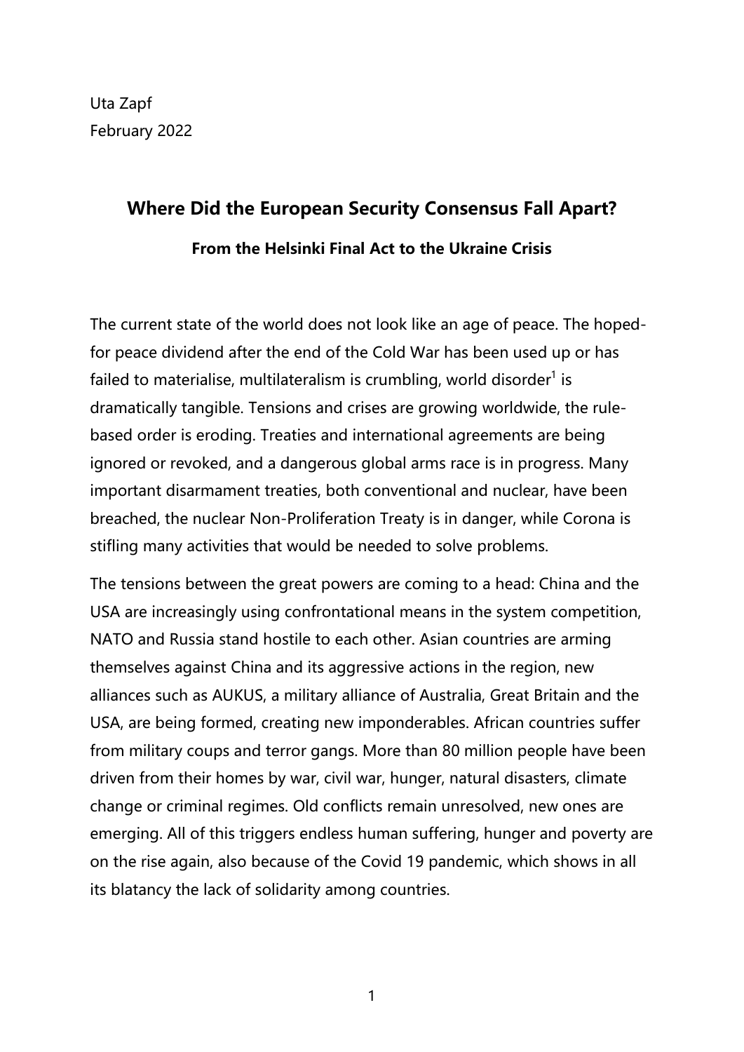Uta Zapf
February 2022

## Where Did the European Security Consensus Fall Apart?

### From the Helsinki Final Act to the Ukraine Crisis

The current state of the world does not look like an age of peace. The hoped-for peace dividend after the end of the Cold War has been used up or has failed to materialise, multilateralism is crumbling, world disorder[1] is dramatically tangible. Tensions and crises are growing worldwide, the rule-based order is eroding. Treaties and international agreements are being ignored or revoked, and a dangerous global arms race is in progress. Many important disarmament treaties, both conventional and nuclear, have been breached, the nuclear Non-Proliferation Treaty is in danger, while Corona is stifling many activities that would be needed to solve problems.

The tensions between the great powers are coming to a head: China and the USA are increasingly using confrontational means in the system competition, NATO and Russia stand hostile to each other. Asian countries are arming themselves against China and its aggressive actions in the region, new alliances such as AUKUS, a military alliance of Australia, Great Britain and the USA, are being formed, creating new imponderables. African countries suffer from military coups and terror gangs. More than 80 million people have been driven from their homes by war, civil war, hunger, natural disasters, climate change or criminal regimes. Old conflicts remain unresolved, new ones are emerging. All of this triggers endless human suffering, hunger and poverty are on the rise again, also because of the Covid 19 pandemic, which shows in all its blatancy the lack of solidarity among countries.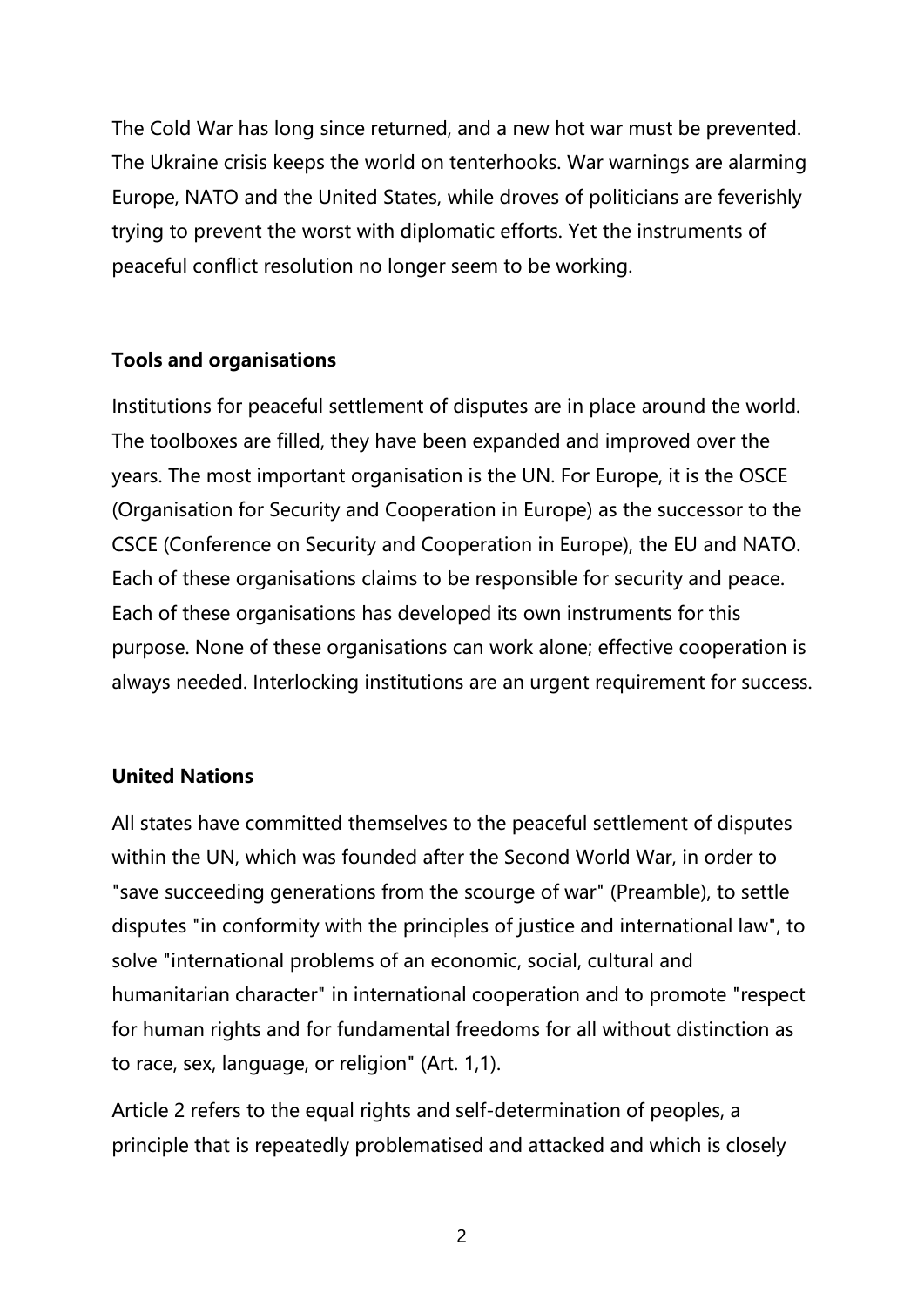The Cold War has long since returned, and a new hot war must be prevented. The Ukraine crisis keeps the world on tenterhooks. War warnings are alarming Europe, NATO and the United States, while droves of politicians are feverishly trying to prevent the worst with diplomatic efforts. Yet the instruments of peaceful conflict resolution no longer seem to be working.

### Tools and organisations

Institutions for peaceful settlement of disputes are in place around the world. The toolboxes are filled, they have been expanded and improved over the years. The most important organisation is the UN. For Europe, it is the OSCE (Organisation for Security and Cooperation in Europe) as the successor to the CSCE (Conference on Security and Cooperation in Europe), the EU and NATO. Each of these organisations claims to be responsible for security and peace. Each of these organisations has developed its own instruments for this purpose. None of these organisations can work alone; effective cooperation is always needed. Interlocking institutions are an urgent requirement for success.

### United Nations

All states have committed themselves to the peaceful settlement of disputes within the UN, which was founded after the Second World War, in order to "save succeeding generations from the scourge of war" (Preamble), to settle disputes "in conformity with the principles of justice and international law", to solve "international problems of an economic, social, cultural and humanitarian character" in international cooperation and to promote "respect for human rights and for fundamental freedoms for all without distinction as to race, sex, language, or religion" (Art. 1,1).

Article 2 refers to the equal rights and self-determination of peoples, a principle that is repeatedly problematised and attacked and which is closely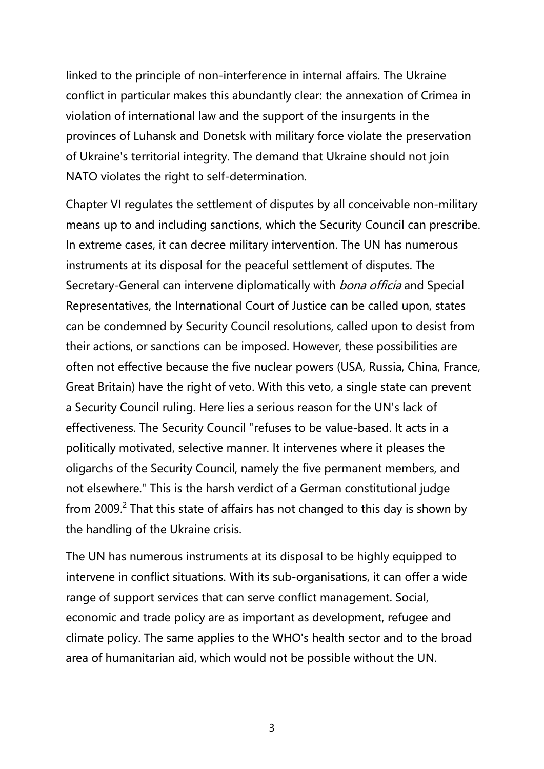linked to the principle of non-interference in internal affairs. The Ukraine conflict in particular makes this abundantly clear: the annexation of Crimea in violation of international law and the support of the insurgents in the provinces of Luhansk and Donetsk with military force violate the preservation of Ukraine's territorial integrity. The demand that Ukraine should not join NATO violates the right to self-determination.

Chapter VI regulates the settlement of disputes by all conceivable non-military means up to and including sanctions, which the Security Council can prescribe. In extreme cases, it can decree military intervention. The UN has numerous instruments at its disposal for the peaceful settlement of disputes. The Secretary-General can intervene diplomatically with *bona officia* and Special Representatives, the International Court of Justice can be called upon, states can be condemned by Security Council resolutions, called upon to desist from their actions, or sanctions can be imposed. However, these possibilities are often not effective because the five nuclear powers (USA, Russia, China, France, Great Britain) have the right of veto. With this veto, a single state can prevent a Security Council ruling. Here lies a serious reason for the UN's lack of effectiveness. The Security Council "refuses to be value-based. It acts in a politically motivated, selective manner. It intervenes where it pleases the oligarchs of the Security Council, namely the five permanent members, and not elsewhere." This is the harsh verdict of a German constitutional judge from 2009.[2] That this state of affairs has not changed to this day is shown by the handling of the Ukraine crisis.

The UN has numerous instruments at its disposal to be highly equipped to intervene in conflict situations. With its sub-organisations, it can offer a wide range of support services that can serve conflict management. Social, economic and trade policy are as important as development, refugee and climate policy. The same applies to the WHO's health sector and to the broad area of humanitarian aid, which would not be possible without the UN.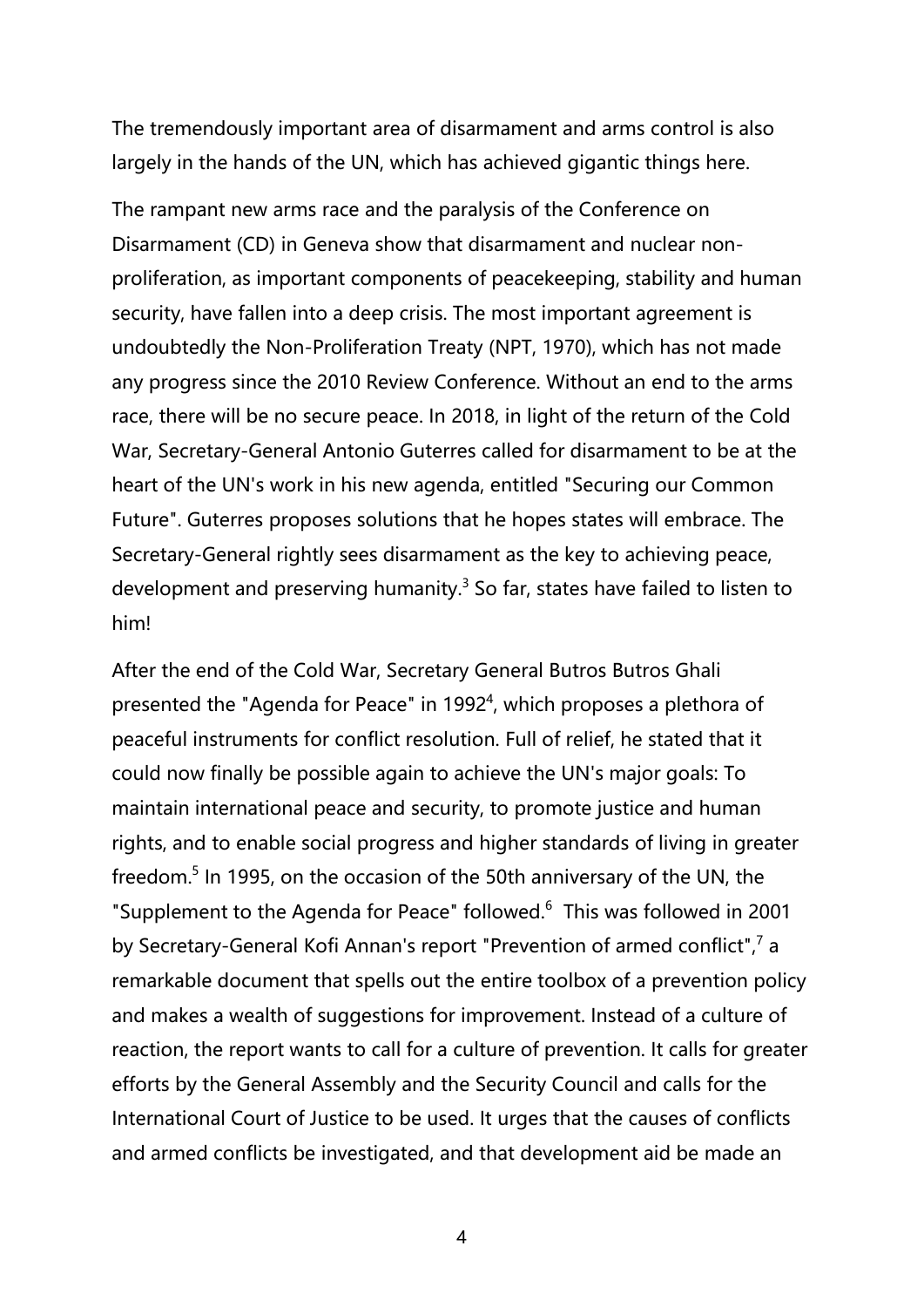The tremendously important area of disarmament and arms control is also largely in the hands of the UN, which has achieved gigantic things here.

The rampant new arms race and the paralysis of the Conference on Disarmament (CD) in Geneva show that disarmament and nuclear non-proliferation, as important components of peacekeeping, stability and human security, have fallen into a deep crisis. The most important agreement is undoubtedly the Non-Proliferation Treaty (NPT, 1970), which has not made any progress since the 2010 Review Conference. Without an end to the arms race, there will be no secure peace. In 2018, in light of the return of the Cold War, Secretary-General Antonio Guterres called for disarmament to be at the heart of the UN's work in his new agenda, entitled "Securing our Common Future". Guterres proposes solutions that he hopes states will embrace. The Secretary-General rightly sees disarmament as the key to achieving peace, development and preserving humanity.[3] So far, states have failed to listen to him!

After the end of the Cold War, Secretary General Butros Butros Ghali presented the "Agenda for Peace" in 1992[4], which proposes a plethora of peaceful instruments for conflict resolution. Full of relief, he stated that it could now finally be possible again to achieve the UN's major goals: To maintain international peace and security, to promote justice and human rights, and to enable social progress and higher standards of living in greater freedom.[5] In 1995, on the occasion of the 50th anniversary of the UN, the "Supplement to the Agenda for Peace" followed.[6] This was followed in 2001 by Secretary-General Kofi Annan's report "Prevention of armed conflict",[7] a remarkable document that spells out the entire toolbox of a prevention policy and makes a wealth of suggestions for improvement. Instead of a culture of reaction, the report wants to call for a culture of prevention. It calls for greater efforts by the General Assembly and the Security Council and calls for the International Court of Justice to be used. It urges that the causes of conflicts and armed conflicts be investigated, and that development aid be made an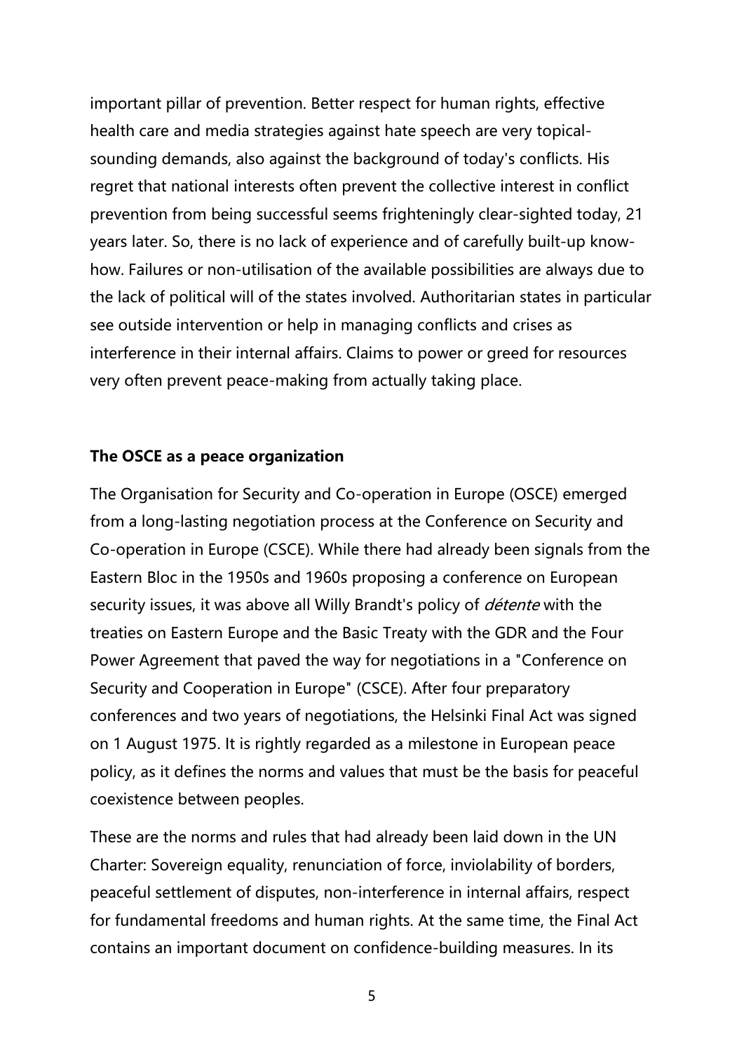important pillar of prevention. Better respect for human rights, effective health care and media strategies against hate speech are very topical-sounding demands, also against the background of today's conflicts. His regret that national interests often prevent the collective interest in conflict prevention from being successful seems frighteningly clear-sighted today, 21 years later. So, there is no lack of experience and of carefully built-up know-how. Failures or non-utilisation of the available possibilities are always due to the lack of political will of the states involved. Authoritarian states in particular see outside intervention or help in managing conflicts and crises as interference in their internal affairs. Claims to power or greed for resources very often prevent peace-making from actually taking place.

**The OSCE as a peace organization**

The Organisation for Security and Co-operation in Europe (OSCE) emerged from a long-lasting negotiation process at the Conference on Security and Co-operation in Europe (CSCE). While there had already been signals from the Eastern Bloc in the 1950s and 1960s proposing a conference on European security issues, it was above all Willy Brandt's policy of *détente* with the treaties on Eastern Europe and the Basic Treaty with the GDR and the Four Power Agreement that paved the way for negotiations in a "Conference on Security and Cooperation in Europe" (CSCE). After four preparatory conferences and two years of negotiations, the Helsinki Final Act was signed on 1 August 1975. It is rightly regarded as a milestone in European peace policy, as it defines the norms and values that must be the basis for peaceful coexistence between peoples.

These are the norms and rules that had already been laid down in the UN Charter: Sovereign equality, renunciation of force, inviolability of borders, peaceful settlement of disputes, non-interference in internal affairs, respect for fundamental freedoms and human rights. At the same time, the Final Act contains an important document on confidence-building measures. In its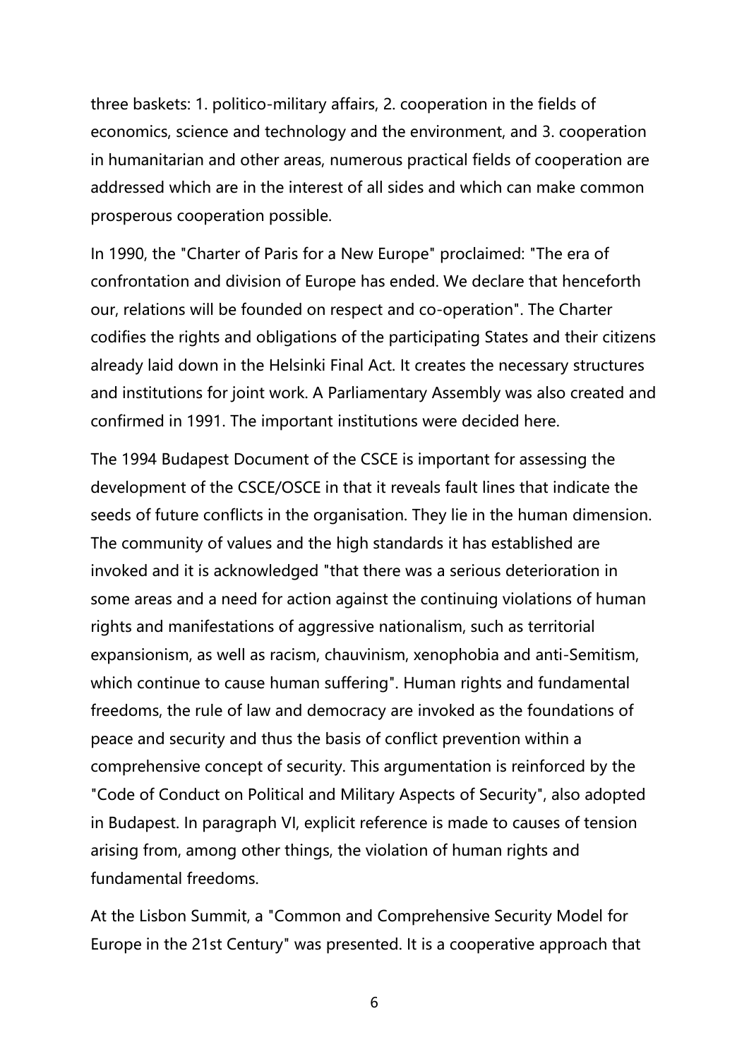three baskets: 1. politico-military affairs, 2. cooperation in the fields of economics, science and technology and the environment, and 3. cooperation in humanitarian and other areas, numerous practical fields of cooperation are addressed which are in the interest of all sides and which can make common prosperous cooperation possible.

In 1990, the "Charter of Paris for a New Europe" proclaimed: "The era of confrontation and division of Europe has ended. We declare that henceforth our, relations will be founded on respect and co-operation". The Charter codifies the rights and obligations of the participating States and their citizens already laid down in the Helsinki Final Act. It creates the necessary structures and institutions for joint work. A Parliamentary Assembly was also created and confirmed in 1991. The important institutions were decided here.

The 1994 Budapest Document of the CSCE is important for assessing the development of the CSCE/OSCE in that it reveals fault lines that indicate the seeds of future conflicts in the organisation. They lie in the human dimension. The community of values and the high standards it has established are invoked and it is acknowledged "that there was a serious deterioration in some areas and a need for action against the continuing violations of human rights and manifestations of aggressive nationalism, such as territorial expansionism, as well as racism, chauvinism, xenophobia and anti-Semitism, which continue to cause human suffering". Human rights and fundamental freedoms, the rule of law and democracy are invoked as the foundations of peace and security and thus the basis of conflict prevention within a comprehensive concept of security. This argumentation is reinforced by the "Code of Conduct on Political and Military Aspects of Security", also adopted in Budapest. In paragraph VI, explicit reference is made to causes of tension arising from, among other things, the violation of human rights and fundamental freedoms.

At the Lisbon Summit, a "Common and Comprehensive Security Model for Europe in the 21st Century" was presented. It is a cooperative approach that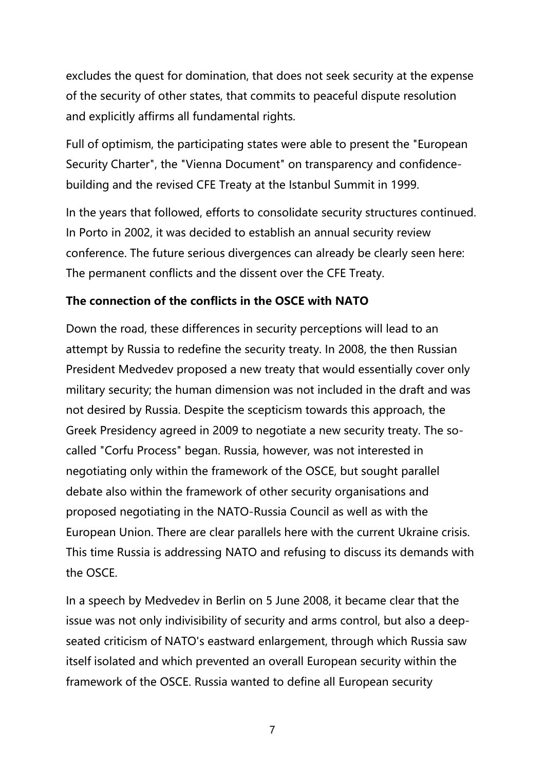excludes the quest for domination, that does not seek security at the expense of the security of other states, that commits to peaceful dispute resolution and explicitly affirms all fundamental rights.

Full of optimism, the participating states were able to present the "European Security Charter", the "Vienna Document" on transparency and confidence-building and the revised CFE Treaty at the Istanbul Summit in 1999.

In the years that followed, efforts to consolidate security structures continued. In Porto in 2002, it was decided to establish an annual security review conference. The future serious divergences can already be clearly seen here: The permanent conflicts and the dissent over the CFE Treaty.

**The connection of the conflicts in the OSCE with NATO**

Down the road, these differences in security perceptions will lead to an attempt by Russia to redefine the security treaty. In 2008, the then Russian President Medvedev proposed a new treaty that would essentially cover only military security; the human dimension was not included in the draft and was not desired by Russia. Despite the scepticism towards this approach, the Greek Presidency agreed in 2009 to negotiate a new security treaty. The so-called "Corfu Process" began. Russia, however, was not interested in negotiating only within the framework of the OSCE, but sought parallel debate also within the framework of other security organisations and proposed negotiating in the NATO-Russia Council as well as with the European Union. There are clear parallels here with the current Ukraine crisis. This time Russia is addressing NATO and refusing to discuss its demands with the OSCE.

In a speech by Medvedev in Berlin on 5 June 2008, it became clear that the issue was not only indivisibility of security and arms control, but also a deep-seated criticism of NATO's eastward enlargement, through which Russia saw itself isolated and which prevented an overall European security within the framework of the OSCE. Russia wanted to define all European security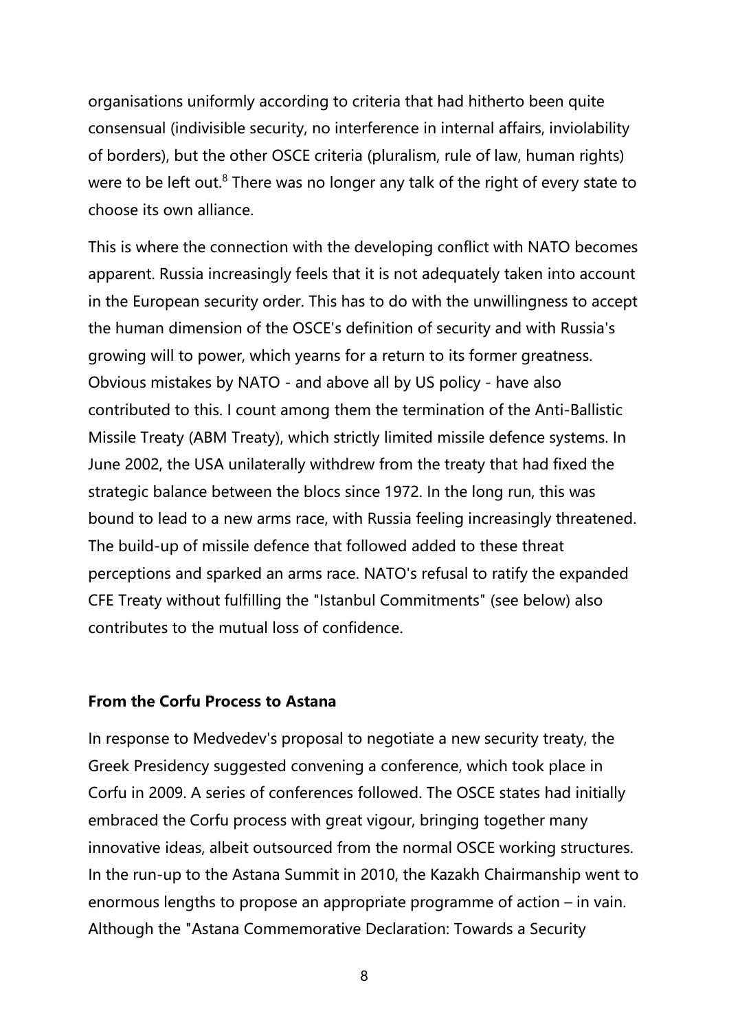organisations uniformly according to criteria that had hitherto been quite consensual (indivisible security, no interference in internal affairs, inviolability of borders), but the other OSCE criteria (pluralism, rule of law, human rights) were to be left out.[8] There was no longer any talk of the right of every state to choose its own alliance.

This is where the connection with the developing conflict with NATO becomes apparent. Russia increasingly feels that it is not adequately taken into account in the European security order. This has to do with the unwillingness to accept the human dimension of the OSCE's definition of security and with Russia's growing will to power, which yearns for a return to its former greatness. Obvious mistakes by NATO - and above all by US policy - have also contributed to this. I count among them the termination of the Anti-Ballistic Missile Treaty (ABM Treaty), which strictly limited missile defence systems. In June 2002, the USA unilaterally withdrew from the treaty that had fixed the strategic balance between the blocs since 1972. In the long run, this was bound to lead to a new arms race, with Russia feeling increasingly threatened. The build-up of missile defence that followed added to these threat perceptions and sparked an arms race. NATO's refusal to ratify the expanded CFE Treaty without fulfilling the "Istanbul Commitments" (see below) also contributes to the mutual loss of confidence.

**From the Corfu Process to Astana**

In response to Medvedev's proposal to negotiate a new security treaty, the Greek Presidency suggested convening a conference, which took place in Corfu in 2009. A series of conferences followed. The OSCE states had initially embraced the Corfu process with great vigour, bringing together many innovative ideas, albeit outsourced from the normal OSCE working structures. In the run-up to the Astana Summit in 2010, the Kazakh Chairmanship went to enormous lengths to propose an appropriate programme of action – in vain. Although the "Astana Commemorative Declaration: Towards a Security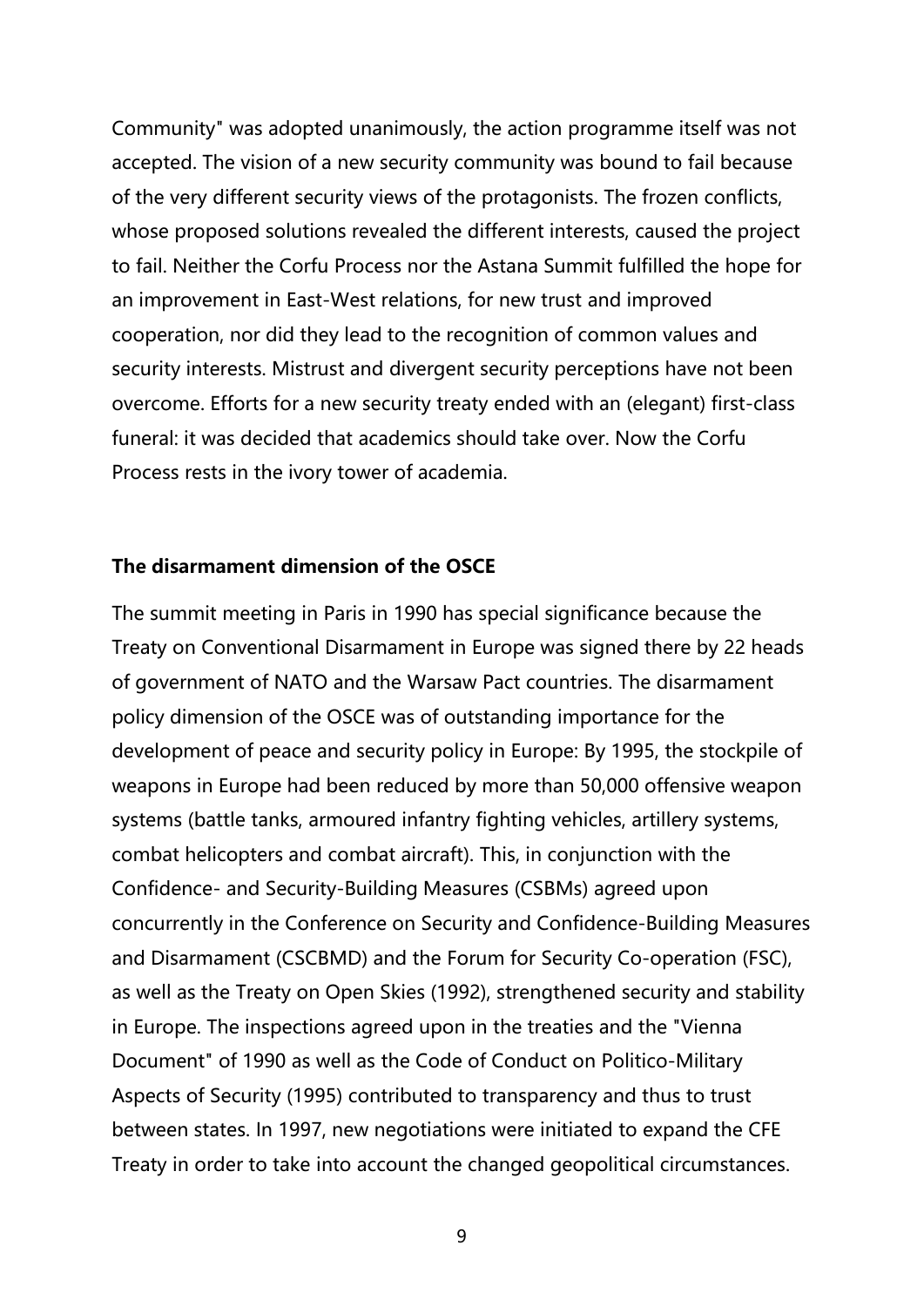Community" was adopted unanimously, the action programme itself was not accepted. The vision of a new security community was bound to fail because of the very different security views of the protagonists. The frozen conflicts, whose proposed solutions revealed the different interests, caused the project to fail. Neither the Corfu Process nor the Astana Summit fulfilled the hope for an improvement in East-West relations, for new trust and improved cooperation, nor did they lead to the recognition of common values and security interests. Mistrust and divergent security perceptions have not been overcome. Efforts for a new security treaty ended with an (elegant) first-class funeral: it was decided that academics should take over. Now the Corfu Process rests in the ivory tower of academia.

**The disarmament dimension of the OSCE**

The summit meeting in Paris in 1990 has special significance because the Treaty on Conventional Disarmament in Europe was signed there by 22 heads of government of NATO and the Warsaw Pact countries. The disarmament policy dimension of the OSCE was of outstanding importance for the development of peace and security policy in Europe: By 1995, the stockpile of weapons in Europe had been reduced by more than 50,000 offensive weapon systems (battle tanks, armoured infantry fighting vehicles, artillery systems, combat helicopters and combat aircraft). This, in conjunction with the Confidence- and Security-Building Measures (CSBMs) agreed upon concurrently in the Conference on Security and Confidence-Building Measures and Disarmament (CSCBMD) and the Forum for Security Co-operation (FSC), as well as the Treaty on Open Skies (1992), strengthened security and stability in Europe. The inspections agreed upon in the treaties and the "Vienna Document" of 1990 as well as the Code of Conduct on Politico-Military Aspects of Security (1995) contributed to transparency and thus to trust between states. In 1997, new negotiations were initiated to expand the CFE Treaty in order to take into account the changed geopolitical circumstances.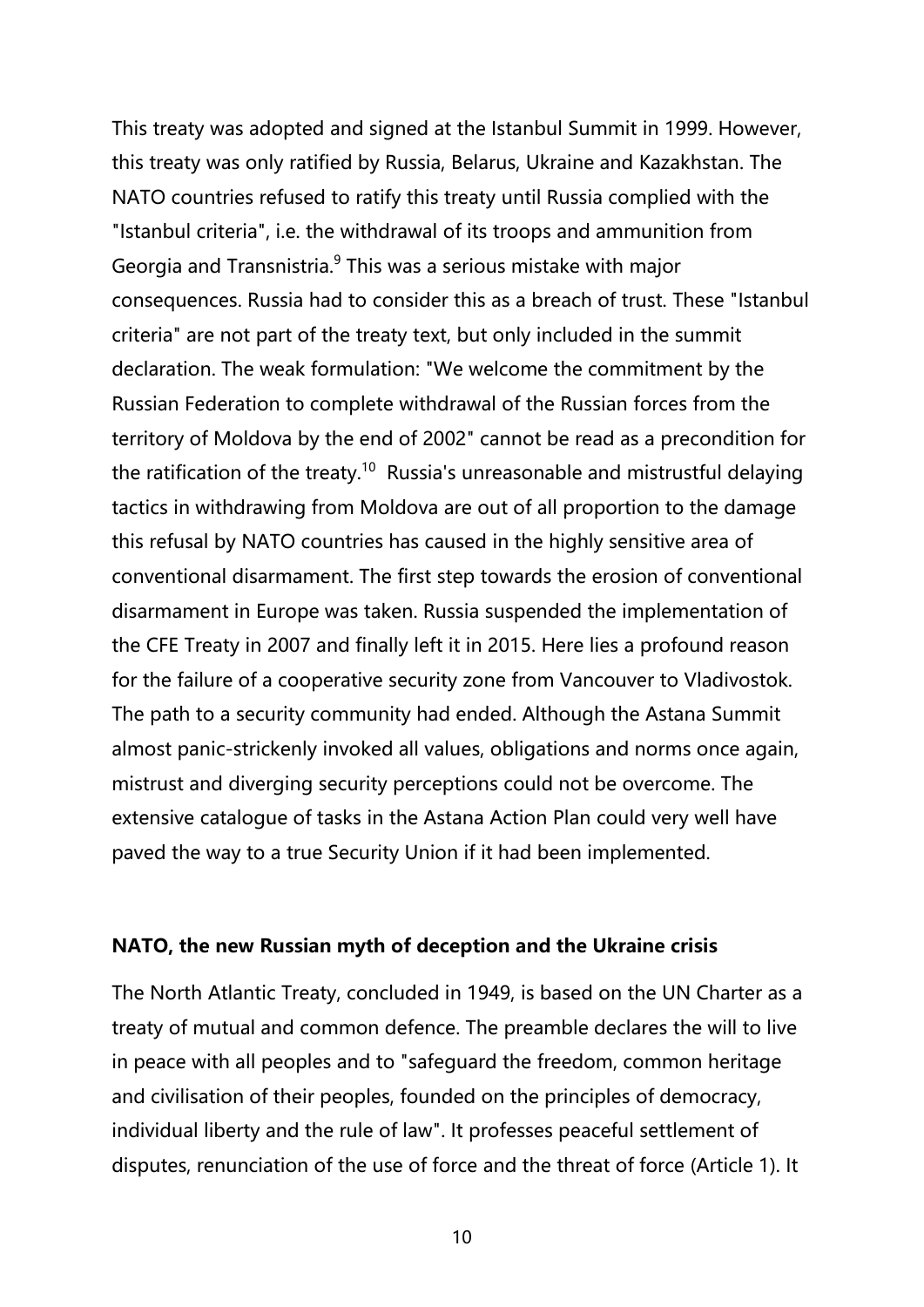This treaty was adopted and signed at the Istanbul Summit in 1999. However, this treaty was only ratified by Russia, Belarus, Ukraine and Kazakhstan. The NATO countries refused to ratify this treaty until Russia complied with the "Istanbul criteria", i.e. the withdrawal of its troops and ammunition from Georgia and Transnistria.[9] This was a serious mistake with major consequences. Russia had to consider this as a breach of trust. These "Istanbul criteria" are not part of the treaty text, but only included in the summit declaration. The weak formulation: "We welcome the commitment by the Russian Federation to complete withdrawal of the Russian forces from the territory of Moldova by the end of 2002" cannot be read as a precondition for the ratification of the treaty.[10] Russia's unreasonable and mistrustful delaying tactics in withdrawing from Moldova are out of all proportion to the damage this refusal by NATO countries has caused in the highly sensitive area of conventional disarmament. The first step towards the erosion of conventional disarmament in Europe was taken. Russia suspended the implementation of the CFE Treaty in 2007 and finally left it in 2015. Here lies a profound reason for the failure of a cooperative security zone from Vancouver to Vladivostok. The path to a security community had ended. Although the Astana Summit almost panic-strickenly invoked all values, obligations and norms once again, mistrust and diverging security perceptions could not be overcome. The extensive catalogue of tasks in the Astana Action Plan could very well have paved the way to a true Security Union if it had been implemented.

**NATO, the new Russian myth of deception and the Ukraine crisis**

The North Atlantic Treaty, concluded in 1949, is based on the UN Charter as a treaty of mutual and common defence. The preamble declares the will to live in peace with all peoples and to "safeguard the freedom, common heritage and civilisation of their peoples, founded on the principles of democracy, individual liberty and the rule of law". It professes peaceful settlement of disputes, renunciation of the use of force and the threat of force (Article 1). It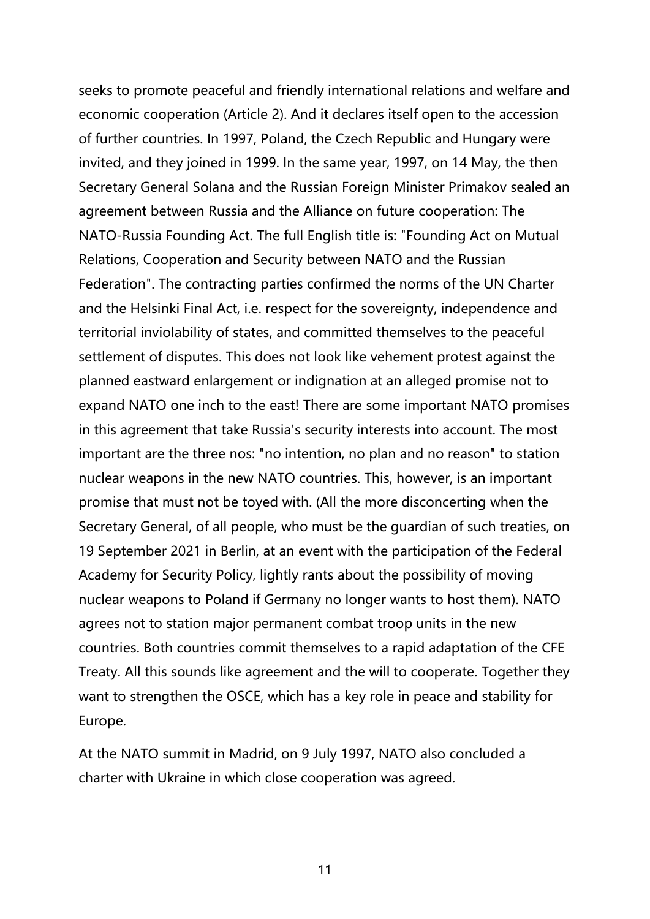seeks to promote peaceful and friendly international relations and welfare and economic cooperation (Article 2). And it declares itself open to the accession of further countries. In 1997, Poland, the Czech Republic and Hungary were invited, and they joined in 1999. In the same year, 1997, on 14 May, the then Secretary General Solana and the Russian Foreign Minister Primakov sealed an agreement between Russia and the Alliance on future cooperation: The NATO-Russia Founding Act. The full English title is: "Founding Act on Mutual Relations, Cooperation and Security between NATO and the Russian Federation". The contracting parties confirmed the norms of the UN Charter and the Helsinki Final Act, i.e. respect for the sovereignty, independence and territorial inviolability of states, and committed themselves to the peaceful settlement of disputes. This does not look like vehement protest against the planned eastward enlargement or indignation at an alleged promise not to expand NATO one inch to the east! There are some important NATO promises in this agreement that take Russia's security interests into account. The most important are the three nos: "no intention, no plan and no reason" to station nuclear weapons in the new NATO countries. This, however, is an important promise that must not be toyed with. (All the more disconcerting when the Secretary General, of all people, who must be the guardian of such treaties, on 19 September 2021 in Berlin, at an event with the participation of the Federal Academy for Security Policy, lightly rants about the possibility of moving nuclear weapons to Poland if Germany no longer wants to host them). NATO agrees not to station major permanent combat troop units in the new countries. Both countries commit themselves to a rapid adaptation of the CFE Treaty. All this sounds like agreement and the will to cooperate. Together they want to strengthen the OSCE, which has a key role in peace and stability for Europe.

At the NATO summit in Madrid, on 9 July 1997, NATO also concluded a charter with Ukraine in which close cooperation was agreed.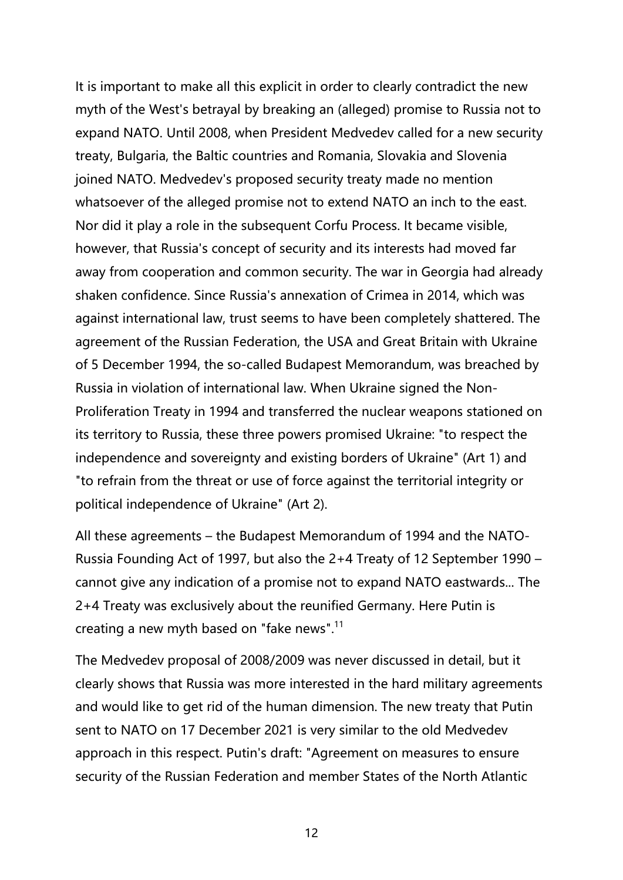It is important to make all this explicit in order to clearly contradict the new myth of the West's betrayal by breaking an (alleged) promise to Russia not to expand NATO. Until 2008, when President Medvedev called for a new security treaty, Bulgaria, the Baltic countries and Romania, Slovakia and Slovenia joined NATO. Medvedev's proposed security treaty made no mention whatsoever of the alleged promise not to extend NATO an inch to the east. Nor did it play a role in the subsequent Corfu Process. It became visible, however, that Russia's concept of security and its interests had moved far away from cooperation and common security. The war in Georgia had already shaken confidence. Since Russia's annexation of Crimea in 2014, which was against international law, trust seems to have been completely shattered. The agreement of the Russian Federation, the USA and Great Britain with Ukraine of 5 December 1994, the so-called Budapest Memorandum, was breached by Russia in violation of international law. When Ukraine signed the Non-Proliferation Treaty in 1994 and transferred the nuclear weapons stationed on its territory to Russia, these three powers promised Ukraine: "to respect the independence and sovereignty and existing borders of Ukraine" (Art 1) and "to refrain from the threat or use of force against the territorial integrity or political independence of Ukraine" (Art 2).

All these agreements – the Budapest Memorandum of 1994 and the NATO-Russia Founding Act of 1997, but also the 2+4 Treaty of 12 September 1990 – cannot give any indication of a promise not to expand NATO eastwards... The 2+4 Treaty was exclusively about the reunified Germany. Here Putin is creating a new myth based on "fake news".[11]

The Medvedev proposal of 2008/2009 was never discussed in detail, but it clearly shows that Russia was more interested in the hard military agreements and would like to get rid of the human dimension. The new treaty that Putin sent to NATO on 17 December 2021 is very similar to the old Medvedev approach in this respect. Putin's draft: "Agreement on measures to ensure security of the Russian Federation and member States of the North Atlantic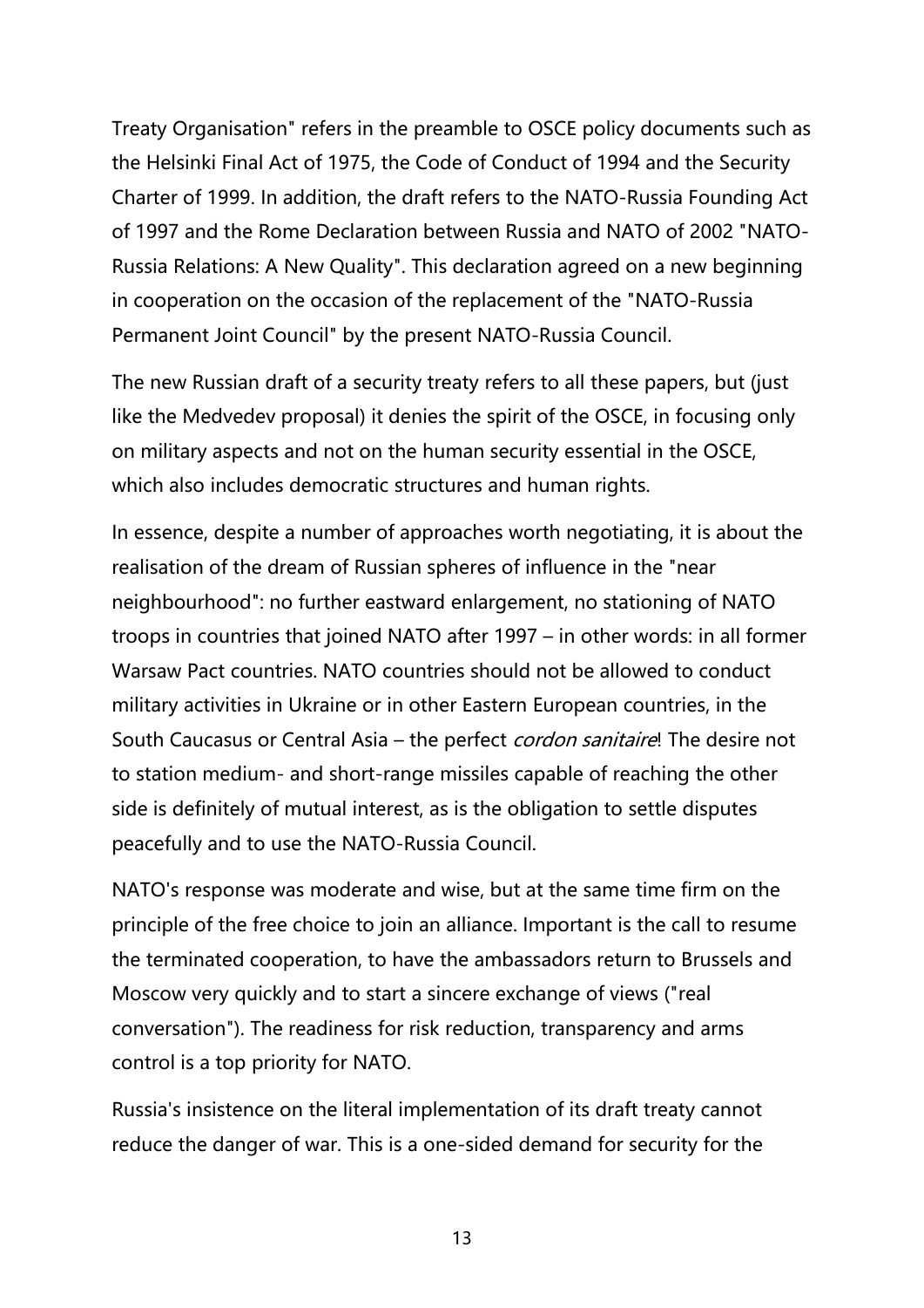Treaty Organisation" refers in the preamble to OSCE policy documents such as the Helsinki Final Act of 1975, the Code of Conduct of 1994 and the Security Charter of 1999. In addition, the draft refers to the NATO-Russia Founding Act of 1997 and the Rome Declaration between Russia and NATO of 2002 "NATO-Russia Relations: A New Quality". This declaration agreed on a new beginning in cooperation on the occasion of the replacement of the "NATO-Russia Permanent Joint Council" by the present NATO-Russia Council.

The new Russian draft of a security treaty refers to all these papers, but (just like the Medvedev proposal) it denies the spirit of the OSCE, in focusing only on military aspects and not on the human security essential in the OSCE, which also includes democratic structures and human rights.

In essence, despite a number of approaches worth negotiating, it is about the realisation of the dream of Russian spheres of influence in the "near neighbourhood": no further eastward enlargement, no stationing of NATO troops in countries that joined NATO after 1997 – in other words: in all former Warsaw Pact countries. NATO countries should not be allowed to conduct military activities in Ukraine or in other Eastern European countries, in the South Caucasus or Central Asia – the perfect *cordon sanitaire*! The desire not to station medium- and short-range missiles capable of reaching the other side is definitely of mutual interest, as is the obligation to settle disputes peacefully and to use the NATO-Russia Council.

NATO's response was moderate and wise, but at the same time firm on the principle of the free choice to join an alliance. Important is the call to resume the terminated cooperation, to have the ambassadors return to Brussels and Moscow very quickly and to start a sincere exchange of views ("real conversation"). The readiness for risk reduction, transparency and arms control is a top priority for NATO.

Russia's insistence on the literal implementation of its draft treaty cannot reduce the danger of war. This is a one-sided demand for security for the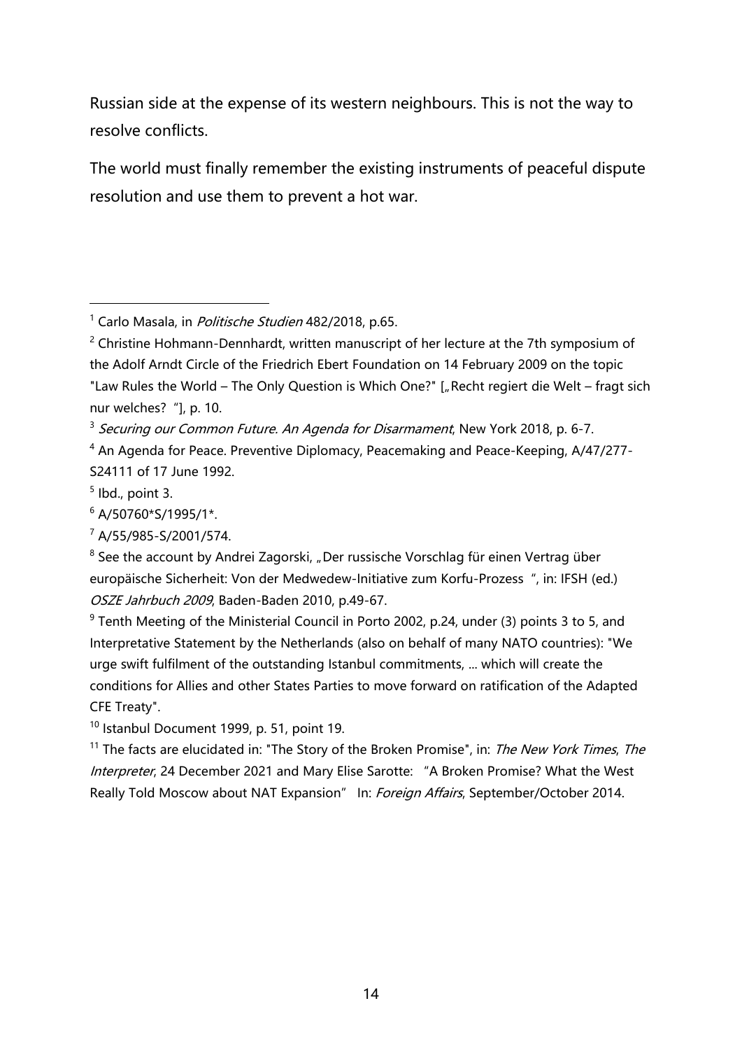Russian side at the expense of its western neighbours. This is not the way to resolve conflicts.

The world must finally remember the existing instruments of peaceful dispute resolution and use them to prevent a hot war.

---

[1] Carlo Masala, in *Politische Studien* 482/2018, p.65.

[2] Christine Hohmann-Dennhardt, written manuscript of her lecture at the 7th symposium of the Adolf Arndt Circle of the Friedrich Ebert Foundation on 14 February 2009 on the topic "Law Rules the World – The Only Question is Which One?" [„Recht regiert die Welt – fragt sich nur welches? "], p. 10.

[3] *Securing our Common Future. An Agenda for Disarmament*, New York 2018, p. 6-7.

[4] An Agenda for Peace. Preventive Diplomacy, Peacemaking and Peace-Keeping, A/47/277-S24111 of 17 June 1992.

[5] Ibd., point 3.

[6] A/50760*S/1995/1*.

[7] A/55/985-S/2001/574.

[8] See the account by Andrei Zagorski, „Der russische Vorschlag für einen Vertrag über europäische Sicherheit: Von der Medwedew-Initiative zum Korfu-Prozess ", in: IFSH (ed.) *OSZE Jahrbuch 2009*, Baden-Baden 2010, p.49-67.

[9] Tenth Meeting of the Ministerial Council in Porto 2002, p.24, under (3) points 3 to 5, and Interpretative Statement by the Netherlands (also on behalf of many NATO countries): "We urge swift fulfilment of the outstanding Istanbul commitments, ... which will create the conditions for Allies and other States Parties to move forward on ratification of the Adapted CFE Treaty".

[10] Istanbul Document 1999, p. 51, point 19.

[11] The facts are elucidated in: "The Story of the Broken Promise", in: *The New York Times*, *The Interpreter*, 24 December 2021 and Mary Elise Sarotte: "A Broken Promise? What the West Really Told Moscow about NAT Expansion" In: *Foreign Affairs*, September/October 2014.